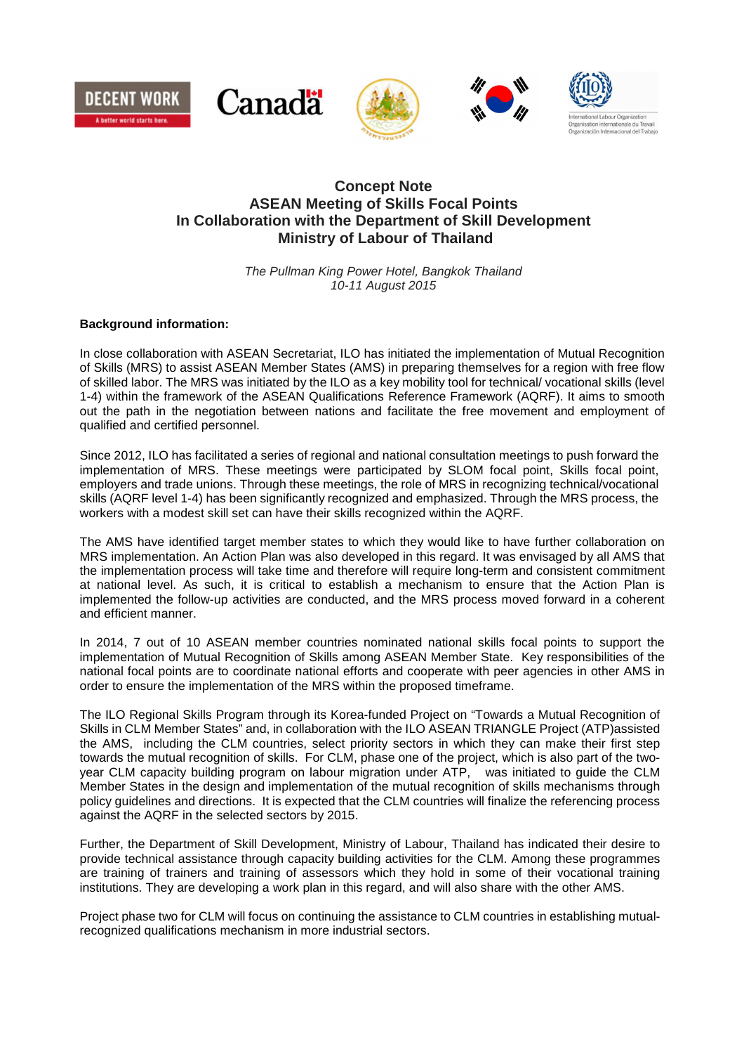# Concept Note
## ASEAN Meeting of Skills Focal Points
## In Collaboration with the Department of Skill Development
## Ministry of Labour of Thailand

*The Pullman King Power Hotel, Bangkok Thailand*
*10-11 August 2015*

**Background information:**

In close collaboration with ASEAN Secretariat, ILO has initiated the implementation of Mutual Recognition of Skills (MRS) to assist ASEAN Member States (AMS) in preparing themselves for a region with free flow of skilled labor. The MRS was initiated by the ILO as a key mobility tool for technical/ vocational skills (level 1-4) within the framework of the ASEAN Qualifications Reference Framework (AQRF). It aims to smooth out the path in the negotiation between nations and facilitate the free movement and employment of qualified and certified personnel.

Since 2012, ILO has facilitated a series of regional and national consultation meetings to push forward the implementation of MRS. These meetings were participated by SLOM focal point, Skills focal point, employers and trade unions. Through these meetings, the role of MRS in recognizing technical/vocational skills (AQRF level 1-4) has been significantly recognized and emphasized. Through the MRS process, the workers with a modest skill set can have their skills recognized within the AQRF.

The AMS have identified target member states to which they would like to have further collaboration on MRS implementation. An Action Plan was also developed in this regard. It was envisaged by all AMS that the implementation process will take time and therefore will require long-term and consistent commitment at national level. As such, it is critical to establish a mechanism to ensure that the Action Plan is implemented the follow-up activities are conducted, and the MRS process moved forward in a coherent and efficient manner.

In 2014, 7 out of 10 ASEAN member countries nominated national skills focal points to support the implementation of Mutual Recognition of Skills among ASEAN Member State. Key responsibilities of the national focal points are to coordinate national efforts and cooperate with peer agencies in other AMS in order to ensure the implementation of the MRS within the proposed timeframe.

The ILO Regional Skills Program through its Korea-funded Project on "Towards a Mutual Recognition of Skills in CLM Member States" and, in collaboration with the ILO ASEAN TRIANGLE Project (ATP)assisted the AMS, including the CLM countries, select priority sectors in which they can make their first step towards the mutual recognition of skills. For CLM, phase one of the project, which is also part of the two-year CLM capacity building program on labour migration under ATP, was initiated to guide the CLM Member States in the design and implementation of the mutual recognition of skills mechanisms through policy guidelines and directions. It is expected that the CLM countries will finalize the referencing process against the AQRF in the selected sectors by 2015.

Further, the Department of Skill Development, Ministry of Labour, Thailand has indicated their desire to provide technical assistance through capacity building activities for the CLM. Among these programmes are training of trainers and training of assessors which they hold in some of their vocational training institutions. They are developing a work plan in this regard, and will also share with the other AMS.

Project phase two for CLM will focus on continuing the assistance to CLM countries in establishing mutual-recognized qualifications mechanism in more industrial sectors.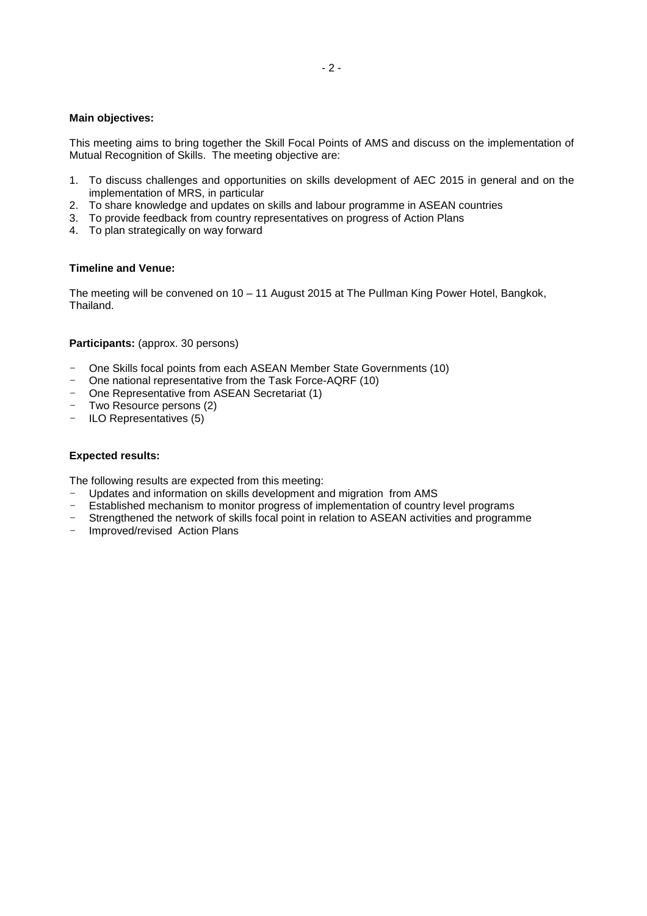**Main objectives:**

This meeting aims to bring together the Skill Focal Points of AMS and discuss on the implementation of Mutual Recognition of Skills. The meeting objective are:

1. To discuss challenges and opportunities on skills development of AEC 2015 in general and on the implementation of MRS, in particular
2. To share knowledge and updates on skills and labour programme in ASEAN countries
3. To provide feedback from country representatives on progress of Action Plans
4. To plan strategically on way forward

**Timeline and Venue:**

The meeting will be convened on 10 – 11 August 2015 at The Pullman King Power Hotel, Bangkok, Thailand.

**Participants:** (approx. 30 persons)

- One Skills focal points from each ASEAN Member State Governments (10)
- One national representative from the Task Force-AQRF (10)
- One Representative from ASEAN Secretariat (1)
- Two Resource persons (2)
- ILO Representatives (5)

**Expected results:**

The following results are expected from this meeting:

- Updates and information on skills development and migration from AMS
- Established mechanism to monitor progress of implementation of country level programs
- Strengthened the network of skills focal point in relation to ASEAN activities and programme
- Improved/revised Action Plans